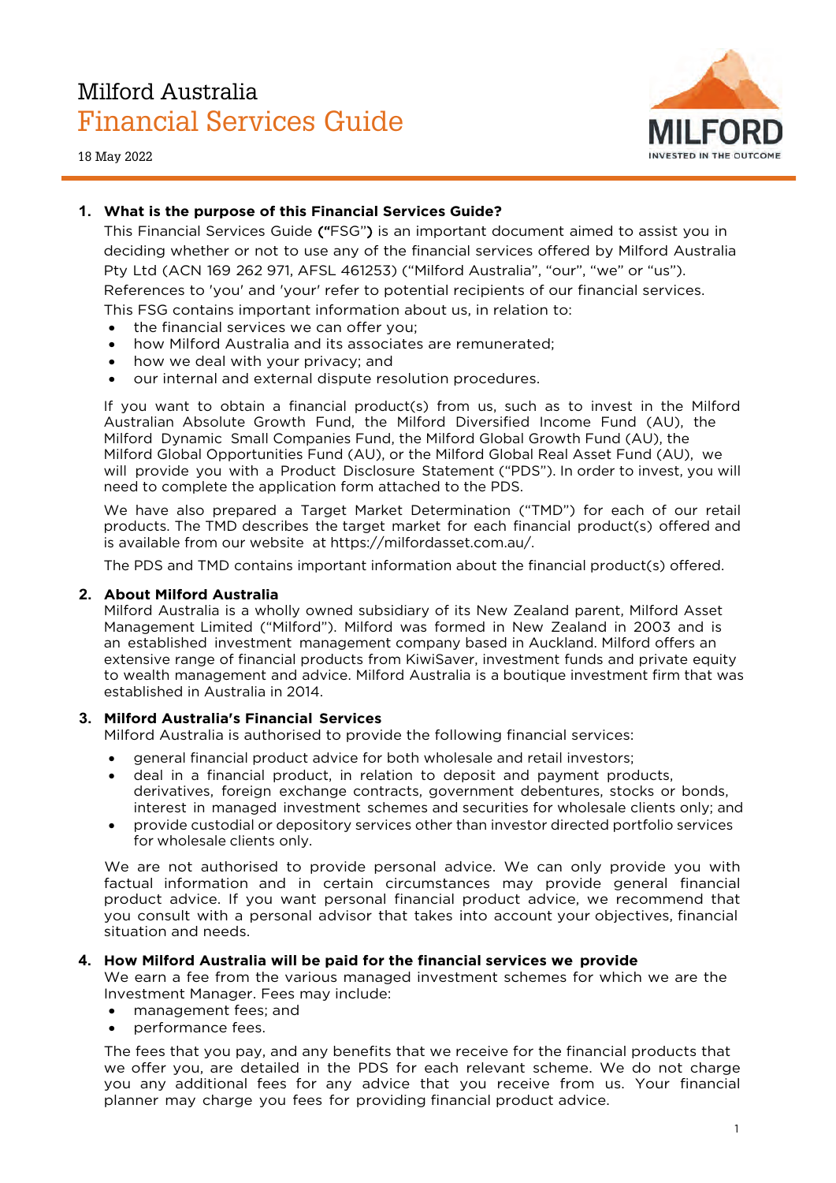# Milford Australia Financial Services Guide

18 May 2022

**1. What is the purpose of this Financial Services Guide?**

This Financial Services Guide **("**FSG"**)** is an important document aimed to assist you in deciding whether or not to use any of the financial services offered by Milford Australia Pty Ltd (ACN 169 262 971, AFSL 461253) ("Milford Australia", "our", "we" or "us").

References to 'you' and 'your' refer to potential recipients of our financial services.

This FSG contains important information about us, in relation to:

- the financial services we can offer you;
- how Milford Australia and its associates are remunerated;
- how we deal with your privacy; and
- our internal and external dispute resolution procedures.

If you want to obtain a financial product(s) from us, such as to invest in the Milford Australian Absolute Growth Fund, the Milford Diversified Income Fund (AU), the Milford Dynamic Small Companies Fund, the Milford Global Growth Fund (AU), the Milford Global Opportunities Fund (AU), or the Milford Global Real Asset Fund (AU), we will provide you with a Product Disclosure Statement ("PDS"). In order to invest, you will need to complete the application form attached to the PDS.

We have also prepared a Target Market Determination ("TMD") for each of our retail products. The TMD describes the target market for each financial product(s) offered and is available from our website at https://milfordasset.com.au/.

The PDS and TMD contains important information about the financial product(s) offered.

**2. About Milford Australia**

Milford Australia is a wholly owned subsidiary of its New Zealand parent, Milford Asset Management Limited ("Milford"). Milford was formed in New Zealand in 2003 and is an established investment management company based in Auckland. Milford offers an extensive range of financial products from KiwiSaver, investment funds and private equity to wealth management and advice. Milford Australia is a boutique investment firm that was established in Australia in 2014.

**3. Milford Australia's Financial Services**

Milford Australia is authorised to provide the following financial services:

- general financial product advice for both wholesale and retail investors;
- deal in a financial product, in relation to deposit and payment products, derivatives, foreign exchange contracts, government debentures, stocks or bonds, interest in managed investment schemes and securities for wholesale clients only; and
- provide custodial or depository services other than investor directed portfolio services for wholesale clients only.

We are not authorised to provide personal advice. We can only provide you with factual information and in certain circumstances may provide general financial product advice. If you want personal financial product advice, we recommend that you consult with a personal advisor that takes into account your objectives, financial situation and needs.

**4. How Milford Australia will be paid for the financial services we provide**

We earn a fee from the various managed investment schemes for which we are the Investment Manager. Fees may include:

- management fees; and
- performance fees.

The fees that you pay, and any benefits that we receive for the financial products that we offer you, are detailed in the PDS for each relevant scheme. We do not charge you any additional fees for any advice that you receive from us. Your financial planner may charge you fees for providing financial product advice.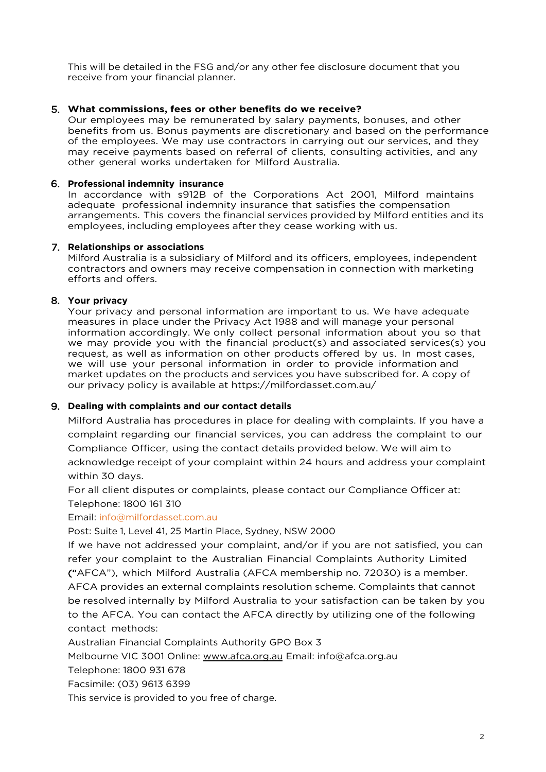This will be detailed in the FSG and/or any other fee disclosure document that you receive from your financial planner.

5. **What commissions, fees or other benefits do we receive?**

   Our employees may be remunerated by salary payments, bonuses, and other benefits from us. Bonus payments are discretionary and based on the performance of the employees. We may use contractors in carrying out our services, and they may receive payments based on referral of clients, consulting activities, and any other general works undertaken for Milford Australia.

6. **Professional indemnity insurance**

   In accordance with s912B of the Corporations Act 2001, Milford maintains adequate professional indemnity insurance that satisfies the compensation arrangements. This covers the financial services provided by Milford entities and its employees, including employees after they cease working with us.

7. **Relationships or associations**

   Milford Australia is a subsidiary of Milford and its officers, employees, independent contractors and owners may receive compensation in connection with marketing efforts and offers.

8. **Your privacy**

   Your privacy and personal information are important to us. We have adequate measures in place under the Privacy Act 1988 and will manage your personal information accordingly. We only collect personal information about you so that we may provide you with the financial product(s) and associated services(s) you request, as well as information on other products offered by us. In most cases, we will use your personal information in order to provide information and market updates on the products and services you have subscribed for. A copy of our privacy policy is available at https://milfordasset.com.au/

9. **Dealing with complaints and our contact details**

   Milford Australia has procedures in place for dealing with complaints. If you have a complaint regarding our financial services, you can address the complaint to our Compliance Officer, using the contact details provided below. We will aim to acknowledge receipt of your complaint within 24 hours and address your complaint within 30 days.

   For all client disputes or complaints, please contact our Compliance Officer at:

   Telephone: 1800 161 310

   Email: info@milfordasset.com.au

   Post: Suite 1, Level 41, 25 Martin Place, Sydney, NSW 2000

   If we have not addressed your complaint, and/or if you are not satisfied, you can refer your complaint to the Australian Financial Complaints Authority Limited ("AFCA"), which Milford Australia (AFCA membership no. 72030) is a member. AFCA provides an external complaints resolution scheme. Complaints that cannot be resolved internally by Milford Australia to your satisfaction can be taken by you to the AFCA. You can contact the AFCA directly by utilizing one of the following contact methods:

   Australian Financial Complaints Authority GPO Box 3

   Melbourne VIC 3001 Online: www.afca.org.au Email: info@afca.org.au

   Telephone: 1800 931 678

   Facsimile: (03) 9613 6399

   This service is provided to you free of charge.